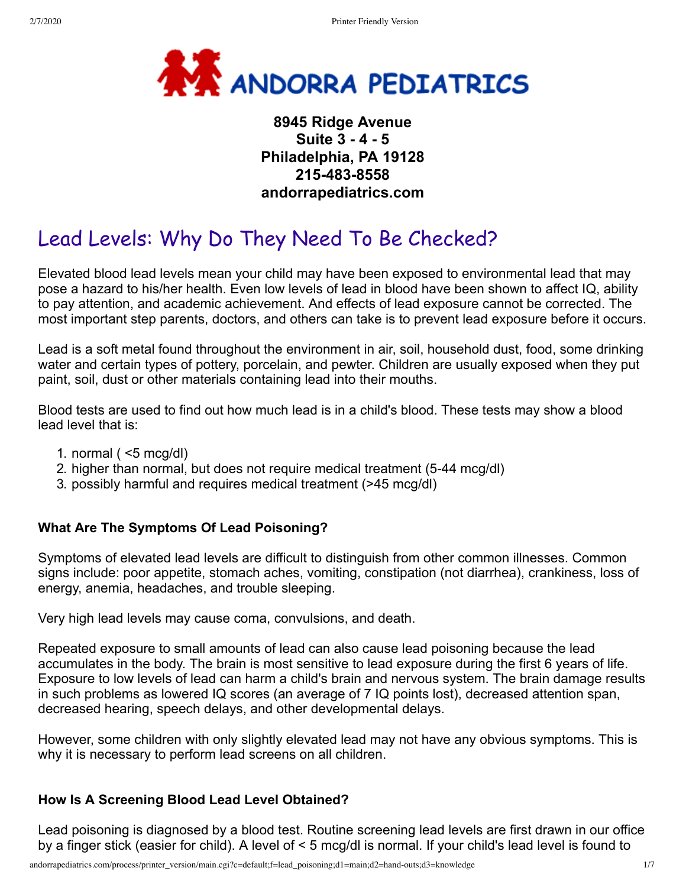**8945 Ridge Avenue**
**Suite 3 - 4 - 5**
**Philadelphia, PA 19128**
**215-483-8558**
**andorrapediatrics.com**

# Lead Levels: Why Do They Need To Be Checked?

Elevated blood lead levels mean your child may have been exposed to environmental lead that may pose a hazard to his/her health. Even low levels of lead in blood have been shown to affect IQ, ability to pay attention, and academic achievement. And effects of lead exposure cannot be corrected. The most important step parents, doctors, and others can take is to prevent lead exposure before it occurs.

Lead is a soft metal found throughout the environment in air, soil, household dust, food, some drinking water and certain types of pottery, porcelain, and pewter. Children are usually exposed when they put paint, soil, dust or other materials containing lead into their mouths.

Blood tests are used to find out how much lead is in a child's blood. These tests may show a blood lead level that is:

1. normal ( <5 mcg/dl)
2. higher than normal, but does not require medical treatment (5-44 mcg/dl)
3. possibly harmful and requires medical treatment (>45 mcg/dl)

### What Are The Symptoms Of Lead Poisoning?

Symptoms of elevated lead levels are difficult to distinguish from other common illnesses. Common signs include: poor appetite, stomach aches, vomiting, constipation (not diarrhea), crankiness, loss of energy, anemia, headaches, and trouble sleeping.

Very high lead levels may cause coma, convulsions, and death.

Repeated exposure to small amounts of lead can also cause lead poisoning because the lead accumulates in the body. The brain is most sensitive to lead exposure during the first 6 years of life. Exposure to low levels of lead can harm a child's brain and nervous system. The brain damage results in such problems as lowered IQ scores (an average of 7 IQ points lost), decreased attention span, decreased hearing, speech delays, and other developmental delays.

However, some children with only slightly elevated lead may not have any obvious symptoms. This is why it is necessary to perform lead screens on all children.

### How Is A Screening Blood Lead Level Obtained?

Lead poisoning is diagnosed by a blood test. Routine screening lead levels are first drawn in our office by a finger stick (easier for child). A level of < 5 mcg/dl is normal. If your child's lead level is found to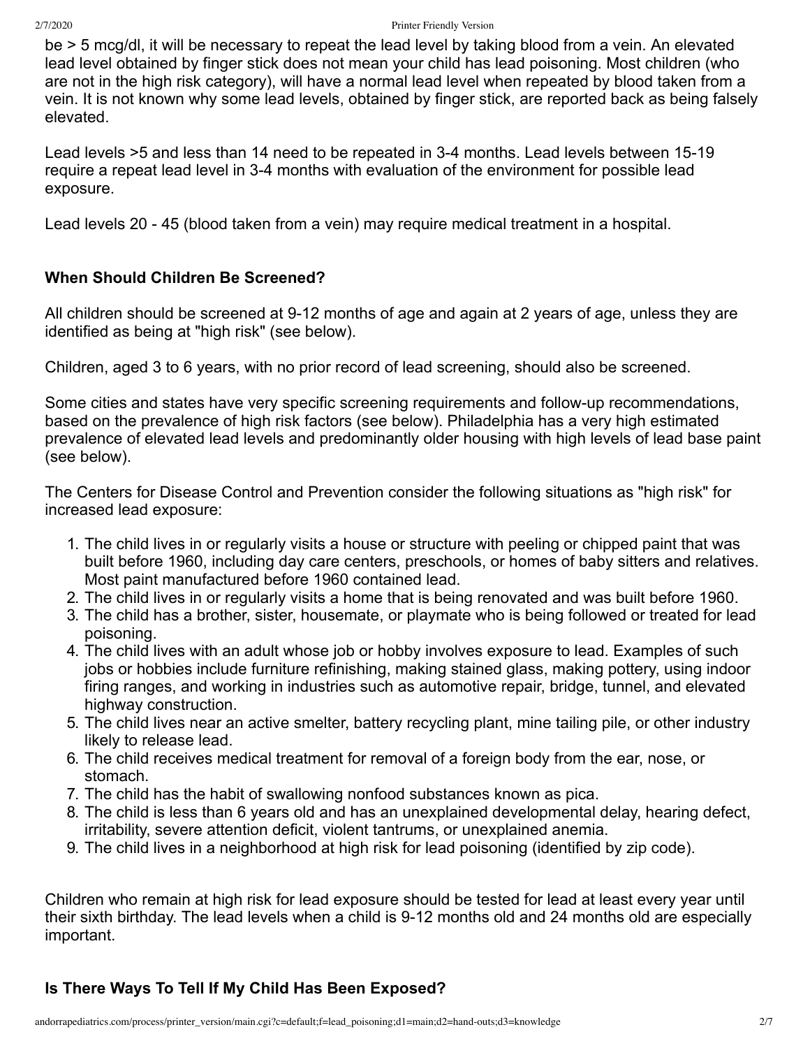be > 5 mcg/dl, it will be necessary to repeat the lead level by taking blood from a vein. An elevated lead level obtained by finger stick does not mean your child has lead poisoning. Most children (who are not in the high risk category), will have a normal lead level when repeated by blood taken from a vein. It is not known why some lead levels, obtained by finger stick, are reported back as being falsely elevated.

Lead levels >5 and less than 14 need to be repeated in 3-4 months. Lead levels between 15-19 require a repeat lead level in 3-4 months with evaluation of the environment for possible lead exposure.

Lead levels 20 - 45 (blood taken from a vein) may require medical treatment in a hospital.

### When Should Children Be Screened?

All children should be screened at 9-12 months of age and again at 2 years of age, unless they are identified as being at "high risk" (see below).

Children, aged 3 to 6 years, with no prior record of lead screening, should also be screened.

Some cities and states have very specific screening requirements and follow-up recommendations, based on the prevalence of high risk factors (see below). Philadelphia has a very high estimated prevalence of elevated lead levels and predominantly older housing with high levels of lead base paint (see below).

The Centers for Disease Control and Prevention consider the following situations as "high risk" for increased lead exposure:

1. The child lives in or regularly visits a house or structure with peeling or chipped paint that was built before 1960, including day care centers, preschools, or homes of baby sitters and relatives. Most paint manufactured before 1960 contained lead.
2. The child lives in or regularly visits a home that is being renovated and was built before 1960.
3. The child has a brother, sister, housemate, or playmate who is being followed or treated for lead poisoning.
4. The child lives with an adult whose job or hobby involves exposure to lead. Examples of such jobs or hobbies include furniture refinishing, making stained glass, making pottery, using indoor firing ranges, and working in industries such as automotive repair, bridge, tunnel, and elevated highway construction.
5. The child lives near an active smelter, battery recycling plant, mine tailing pile, or other industry likely to release lead.
6. The child receives medical treatment for removal of a foreign body from the ear, nose, or stomach.
7. The child has the habit of swallowing nonfood substances known as pica.
8. The child is less than 6 years old and has an unexplained developmental delay, hearing defect, irritability, severe attention deficit, violent tantrums, or unexplained anemia.
9. The child lives in a neighborhood at high risk for lead poisoning (identified by zip code).

Children who remain at high risk for lead exposure should be tested for lead at least every year until their sixth birthday. The lead levels when a child is 9-12 months old and 24 months old are especially important.

### Is There Ways To Tell If My Child Has Been Exposed?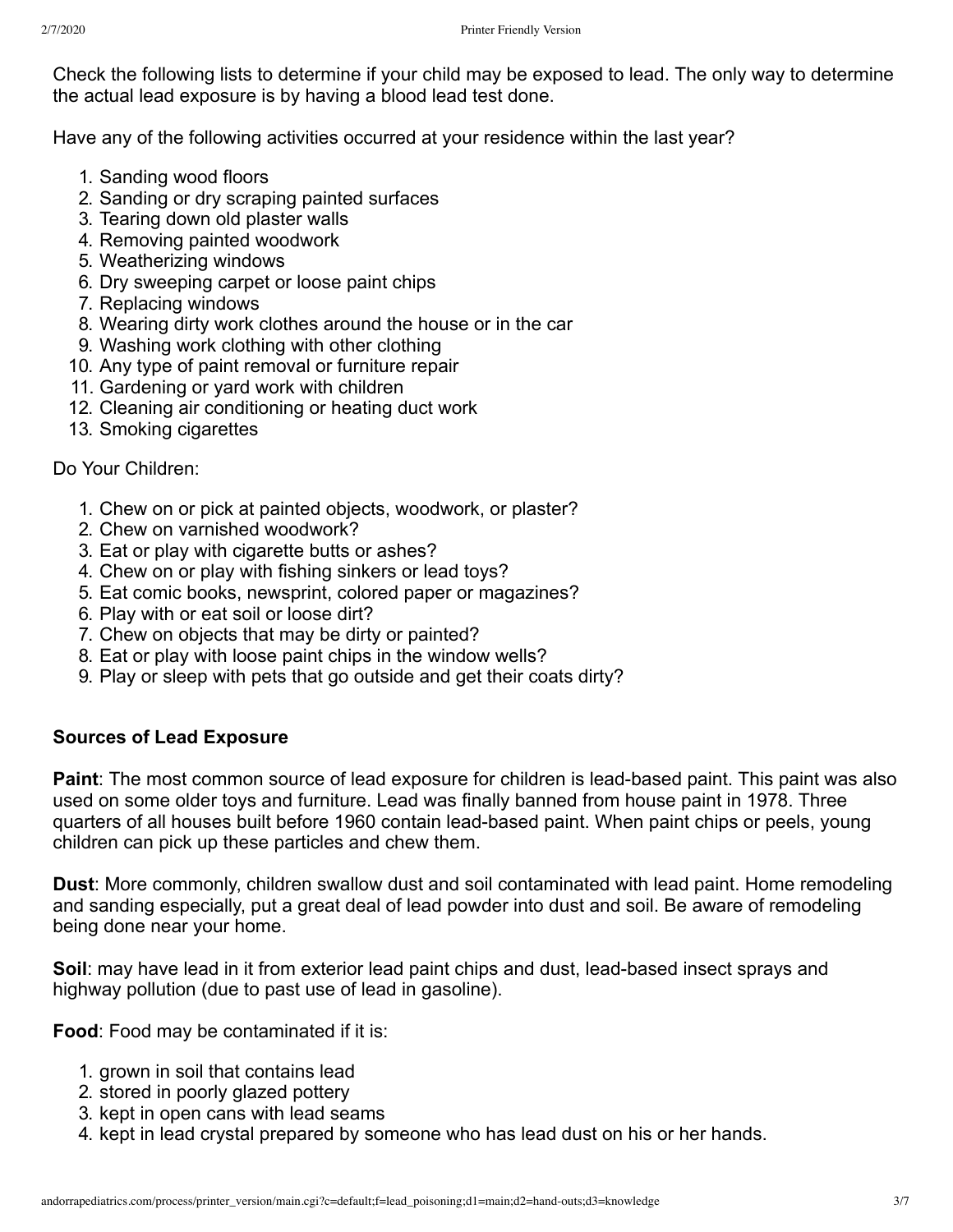Check the following lists to determine if your child may be exposed to lead. The only way to determine the actual lead exposure is by having a blood lead test done.

Have any of the following activities occurred at your residence within the last year?

1. Sanding wood floors
2. Sanding or dry scraping painted surfaces
3. Tearing down old plaster walls
4. Removing painted woodwork
5. Weatherizing windows
6. Dry sweeping carpet or loose paint chips
7. Replacing windows
8. Wearing dirty work clothes around the house or in the car
9. Washing work clothing with other clothing
10. Any type of paint removal or furniture repair
11. Gardening or yard work with children
12. Cleaning air conditioning or heating duct work
13. Smoking cigarettes

Do Your Children:

1. Chew on or pick at painted objects, woodwork, or plaster?
2. Chew on varnished woodwork?
3. Eat or play with cigarette butts or ashes?
4. Chew on or play with fishing sinkers or lead toys?
5. Eat comic books, newsprint, colored paper or magazines?
6. Play with or eat soil or loose dirt?
7. Chew on objects that may be dirty or painted?
8. Eat or play with loose paint chips in the window wells?
9. Play or sleep with pets that go outside and get their coats dirty?

**Sources of Lead Exposure**

**Paint**: The most common source of lead exposure for children is lead-based paint. This paint was also used on some older toys and furniture. Lead was finally banned from house paint in 1978. Three quarters of all houses built before 1960 contain lead-based paint. When paint chips or peels, young children can pick up these particles and chew them.

**Dust**: More commonly, children swallow dust and soil contaminated with lead paint. Home remodeling and sanding especially, put a great deal of lead powder into dust and soil. Be aware of remodeling being done near your home.

**Soil**: may have lead in it from exterior lead paint chips and dust, lead-based insect sprays and highway pollution (due to past use of lead in gasoline).

**Food**: Food may be contaminated if it is:

1. grown in soil that contains lead
2. stored in poorly glazed pottery
3. kept in open cans with lead seams
4. kept in lead crystal prepared by someone who has lead dust on his or her hands.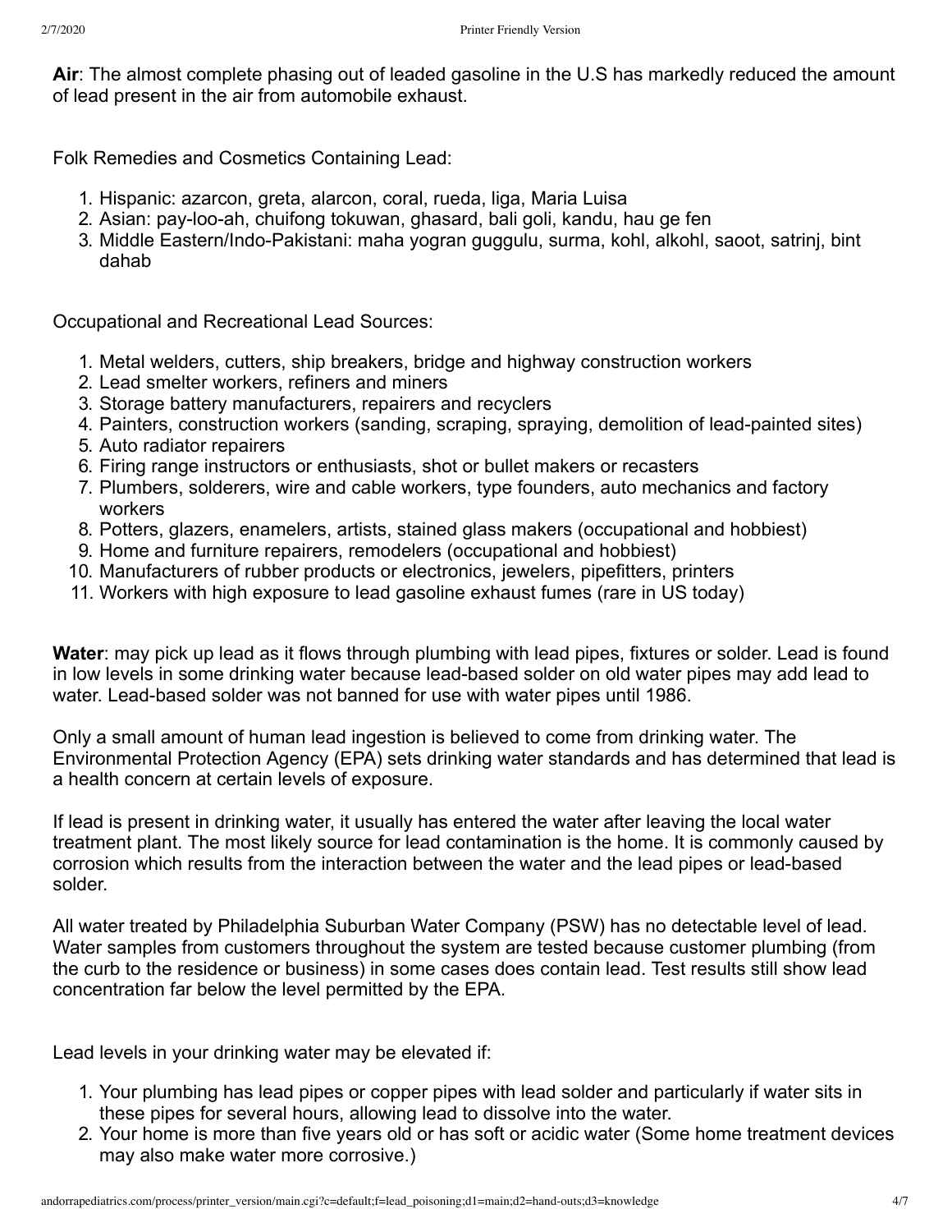**Air**: The almost complete phasing out of leaded gasoline in the U.S has markedly reduced the amount of lead present in the air from automobile exhaust.

Folk Remedies and Cosmetics Containing Lead:

1. Hispanic: azarcon, greta, alarcon, coral, rueda, liga, Maria Luisa
2. Asian: pay-loo-ah, chuifong tokuwan, ghasard, bali goli, kandu, hau ge fen
3. Middle Eastern/Indo-Pakistani: maha yogran guggulu, surma, kohl, alkohl, saoot, satrinj, bint dahab

Occupational and Recreational Lead Sources:

1. Metal welders, cutters, ship breakers, bridge and highway construction workers
2. Lead smelter workers, refiners and miners
3. Storage battery manufacturers, repairers and recyclers
4. Painters, construction workers (sanding, scraping, spraying, demolition of lead-painted sites)
5. Auto radiator repairers
6. Firing range instructors or enthusiasts, shot or bullet makers or recasters
7. Plumbers, solderers, wire and cable workers, type founders, auto mechanics and factory workers
8. Potters, glazers, enamelers, artists, stained glass makers (occupational and hobbiest)
9. Home and furniture repairers, remodelers (occupational and hobbiest)
10. Manufacturers of rubber products or electronics, jewelers, pipefitters, printers
11. Workers with high exposure to lead gasoline exhaust fumes (rare in US today)

**Water**: may pick up lead as it flows through plumbing with lead pipes, fixtures or solder. Lead is found in low levels in some drinking water because lead-based solder on old water pipes may add lead to water. Lead-based solder was not banned for use with water pipes until 1986.

Only a small amount of human lead ingestion is believed to come from drinking water. The Environmental Protection Agency (EPA) sets drinking water standards and has determined that lead is a health concern at certain levels of exposure.

If lead is present in drinking water, it usually has entered the water after leaving the local water treatment plant. The most likely source for lead contamination is the home. It is commonly caused by corrosion which results from the interaction between the water and the lead pipes or lead-based solder.

All water treated by Philadelphia Suburban Water Company (PSW) has no detectable level of lead. Water samples from customers throughout the system are tested because customer plumbing (from the curb to the residence or business) in some cases does contain lead. Test results still show lead concentration far below the level permitted by the EPA.

Lead levels in your drinking water may be elevated if:

1. Your plumbing has lead pipes or copper pipes with lead solder and particularly if water sits in these pipes for several hours, allowing lead to dissolve into the water.
2. Your home is more than five years old or has soft or acidic water (Some home treatment devices may also make water more corrosive.)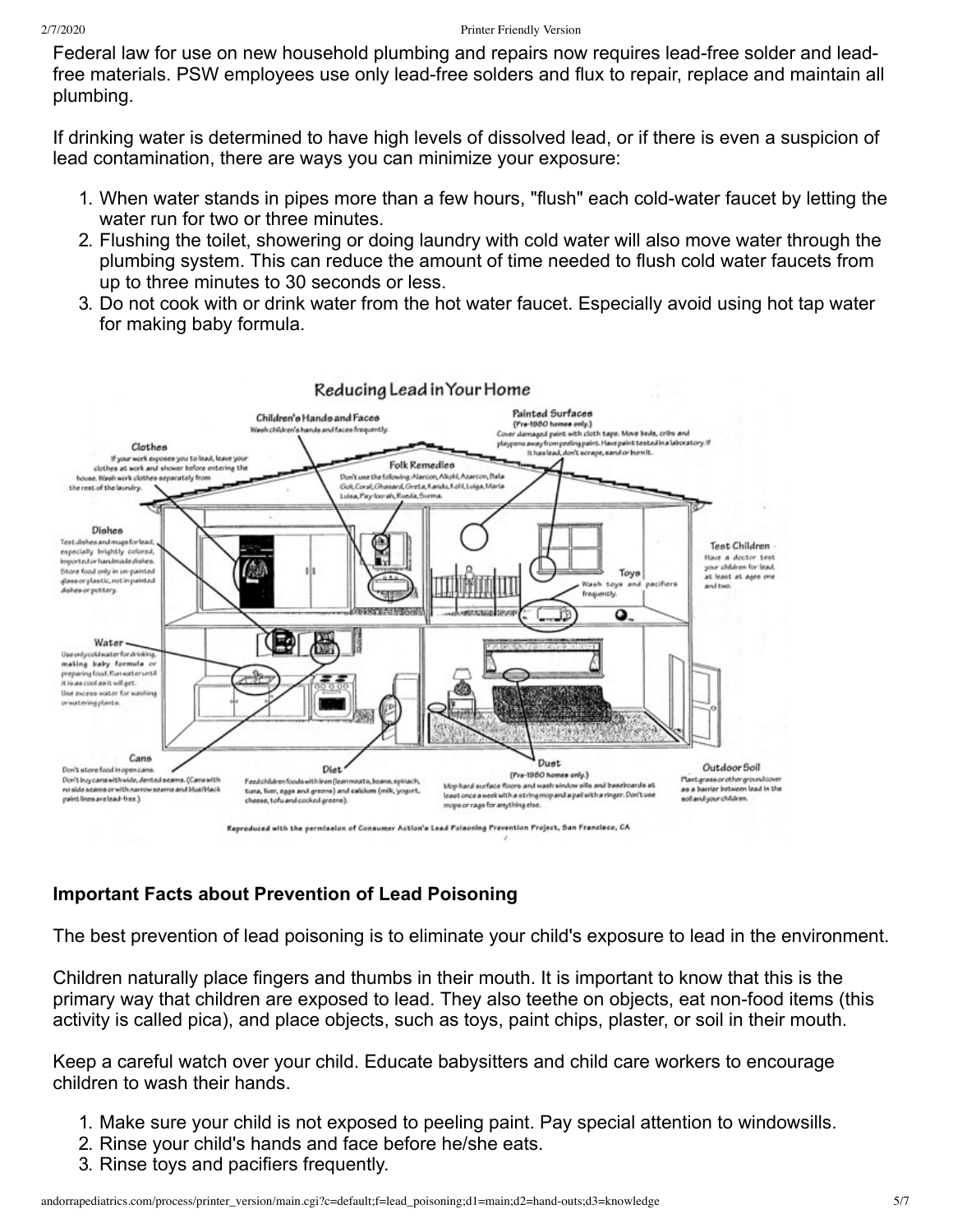Federal law for use on new household plumbing and repairs now requires lead-free solder and lead-free materials. PSW employees use only lead-free solders and flux to repair, replace and maintain all plumbing.

If drinking water is determined to have high levels of dissolved lead, or if there is even a suspicion of lead contamination, there are ways you can minimize your exposure:

1. When water stands in pipes more than a few hours, "flush" each cold-water faucet by letting the water run for two or three minutes.
2. Flushing the toilet, showering or doing laundry with cold water will also move water through the plumbing system. This can reduce the amount of time needed to flush cold water faucets from up to three minutes to 30 seconds or less.
3. Do not cook with or drink water from the hot water faucet. Especially avoid using hot tap water for making baby formula.

**Reducing Lead in Your Home**

**Children's Hands and Faces** – Wash children's hands and faces frequently.

**Painted Surfaces** (Pre-1980 homes only.) – Cover damaged paint with cloth tape. Move beds, cribs and playpens away from peeling paint. Have paint tested in a laboratory. If it has lead, don't scrape, sand or burn it.

**Clothes** – If your work exposes you to lead, leave your clothes at work and shower before entering the house. Wash work clothes separately from the rest of the laundry.

**Folk Remedies** – Don't use the following: Alarcon, Alkohl, Azarcon, Bala Goli, Coral, Ghasard, Greta, Kandu, Kohl, Luiga, Maria Luisa, Pay-loo-ah, Rueda, Surma.

**Dishes** – Test dishes and mugs for lead, especially brightly colored, imported or handmade dishes. Store food only in un-painted glass or plastic, not in painted dishes or pottery.

**Test Children** – Have a doctor test your children for lead, at least at ages one and two.

**Toys** – Wash toys and pacifiers frequently.

**Water** – Use only cold water for drinking, making baby formula or preparing food. Run water until it is as cool as it will get. Use excess water for washing or watering plants.

**Cans** – Don't store food in open cans. Don't buy cans with wide, dented seams. (Cans with no side seams or with narrow seams and blue/black paint lines are lead-free.)

**Diet** – Feed children foods with iron (lean meats, beans, spinach, tuna, liver, eggs and greens) and calcium (milk, yogurt, cheese, tofu and cooked greens).

**Dust** (Pre-1980 homes only.) – Mop hard surface floors and wash window sills and baseboards at least once a week with a string mop and a pail with a ringer. Don't use mops or rags for anything else.

**Outdoor Soil** – Plant grass or other ground cover as a barrier between lead in the soil and your children.

Reproduced with the permission of Consumer Action's Lead Poisoning Prevention Project, San Francisco, CA

**Important Facts about Prevention of Lead Poisoning**

The best prevention of lead poisoning is to eliminate your child's exposure to lead in the environment.

Children naturally place fingers and thumbs in their mouth. It is important to know that this is the primary way that children are exposed to lead. They also teethe on objects, eat non-food items (this activity is called pica), and place objects, such as toys, paint chips, plaster, or soil in their mouth.

Keep a careful watch over your child. Educate babysitters and child care workers to encourage children to wash their hands.

1. Make sure your child is not exposed to peeling paint. Pay special attention to windowsills.
2. Rinse your child's hands and face before he/she eats.
3. Rinse toys and pacifiers frequently.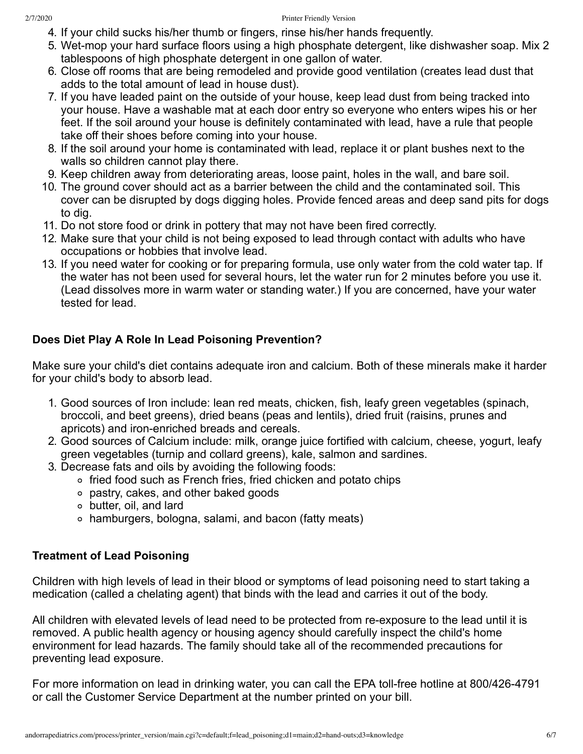4. If your child sucks his/her thumb or fingers, rinse his/her hands frequently.
5. Wet-mop your hard surface floors using a high phosphate detergent, like dishwasher soap. Mix 2 tablespoons of high phosphate detergent in one gallon of water.
6. Close off rooms that are being remodeled and provide good ventilation (creates lead dust that adds to the total amount of lead in house dust).
7. If you have leaded paint on the outside of your house, keep lead dust from being tracked into your house. Have a washable mat at each door entry so everyone who enters wipes his or her feet. If the soil around your house is definitely contaminated with lead, have a rule that people take off their shoes before coming into your house.
8. If the soil around your home is contaminated with lead, replace it or plant bushes next to the walls so children cannot play there.
9. Keep children away from deteriorating areas, loose paint, holes in the wall, and bare soil.
10. The ground cover should act as a barrier between the child and the contaminated soil. This cover can be disrupted by dogs digging holes. Provide fenced areas and deep sand pits for dogs to dig.
11. Do not store food or drink in pottery that may not have been fired correctly.
12. Make sure that your child is not being exposed to lead through contact with adults who have occupations or hobbies that involve lead.
13. If you need water for cooking or for preparing formula, use only water from the cold water tap. If the water has not been used for several hours, let the water run for 2 minutes before you use it. (Lead dissolves more in warm water or standing water.) If you are concerned, have your water tested for lead.

### Does Diet Play A Role In Lead Poisoning Prevention?

Make sure your child's diet contains adequate iron and calcium. Both of these minerals make it harder for your child's body to absorb lead.

1. Good sources of Iron include: lean red meats, chicken, fish, leafy green vegetables (spinach, broccoli, and beet greens), dried beans (peas and lentils), dried fruit (raisins, prunes and apricots) and iron-enriched breads and cereals.
2. Good sources of Calcium include: milk, orange juice fortified with calcium, cheese, yogurt, leafy green vegetables (turnip and collard greens), kale, salmon and sardines.
3. Decrease fats and oils by avoiding the following foods:
   - fried food such as French fries, fried chicken and potato chips
   - pastry, cakes, and other baked goods
   - butter, oil, and lard
   - hamburgers, bologna, salami, and bacon (fatty meats)

### Treatment of Lead Poisoning

Children with high levels of lead in their blood or symptoms of lead poisoning need to start taking a medication (called a chelating agent) that binds with the lead and carries it out of the body.

All children with elevated levels of lead need to be protected from re-exposure to the lead until it is removed. A public health agency or housing agency should carefully inspect the child's home environment for lead hazards. The family should take all of the recommended precautions for preventing lead exposure.

For more information on lead in drinking water, you can call the EPA toll-free hotline at 800/426-4791 or call the Customer Service Department at the number printed on your bill.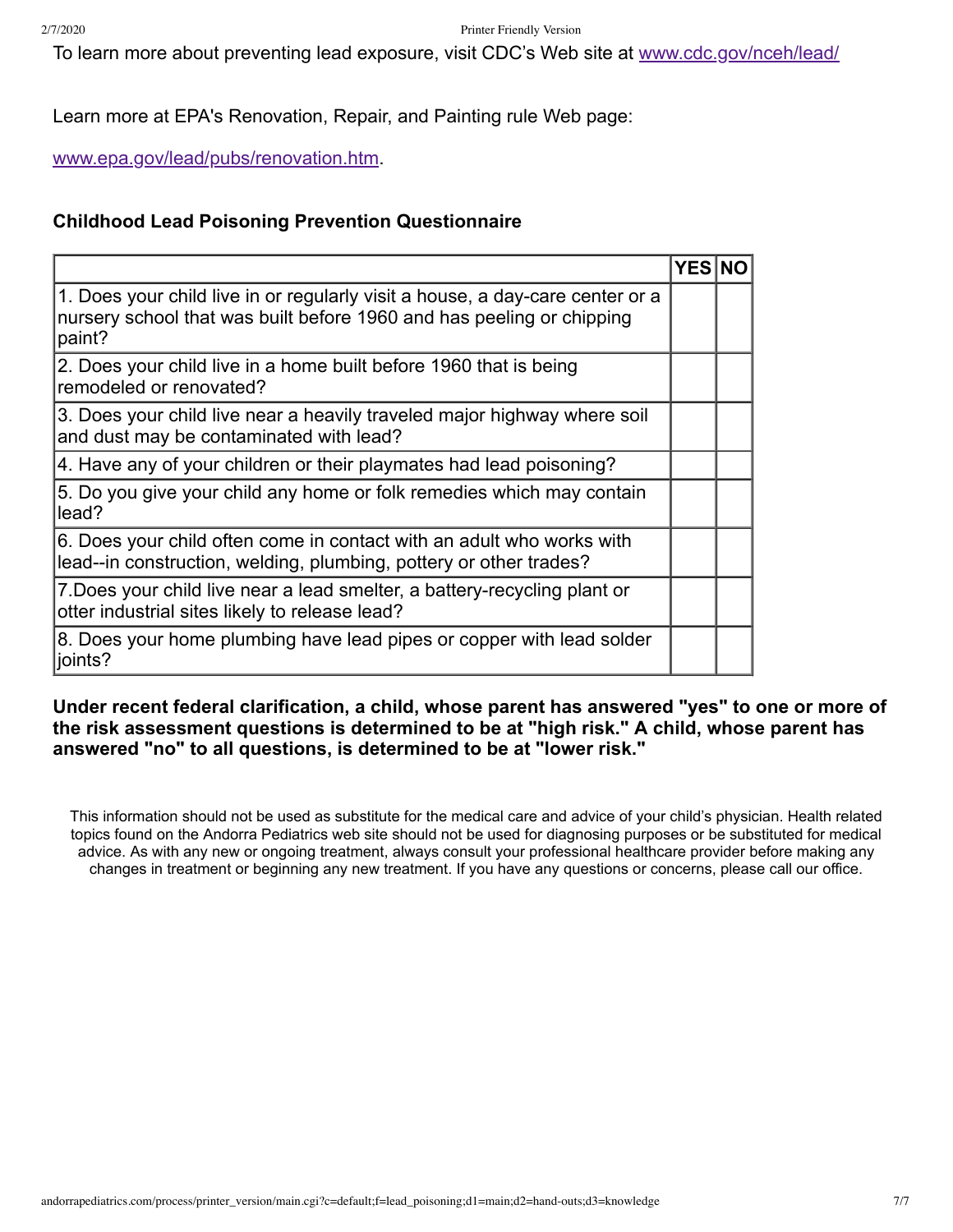To learn more about preventing lead exposure, visit CDC's Web site at [www.cdc.gov/nceh/lead/](http://www.cdc.gov/nceh/lead/)

Learn more at EPA's Renovation, Repair, and Painting rule Web page:

[www.epa.gov/lead/pubs/renovation.htm](http://www.epa.gov/lead/pubs/renovation.htm).

### Childhood Lead Poisoning Prevention Questionnaire

| | YES | NO |
|---|---|---|
| 1. Does your child live in or regularly visit a house, a day-care center or a nursery school that was built before 1960 and has peeling or chipping paint? | | |
| 2. Does your child live in a home built before 1960 that is being remodeled or renovated? | | |
| 3. Does your child live near a heavily traveled major highway where soil and dust may be contaminated with lead? | | |
| 4. Have any of your children or their playmates had lead poisoning? | | |
| 5. Do you give your child any home or folk remedies which may contain lead? | | |
| 6. Does your child often come in contact with an adult who works with lead--in construction, welding, plumbing, pottery or other trades? | | |
| 7.Does your child live near a lead smelter, a battery-recycling plant or otter industrial sites likely to release lead? | | |
| 8. Does your home plumbing have lead pipes or copper with lead solder joints? | | |

**Under recent federal clarification, a child, whose parent has answered "yes" to one or more of the risk assessment questions is determined to be at "high risk." A child, whose parent has answered "no" to all questions, is determined to be at "lower risk."**

This information should not be used as substitute for the medical care and advice of your child's physician. Health related topics found on the Andorra Pediatrics web site should not be used for diagnosing purposes or be substituted for medical advice. As with any new or ongoing treatment, always consult your professional healthcare provider before making any changes in treatment or beginning any new treatment. If you have any questions or concerns, please call our office.